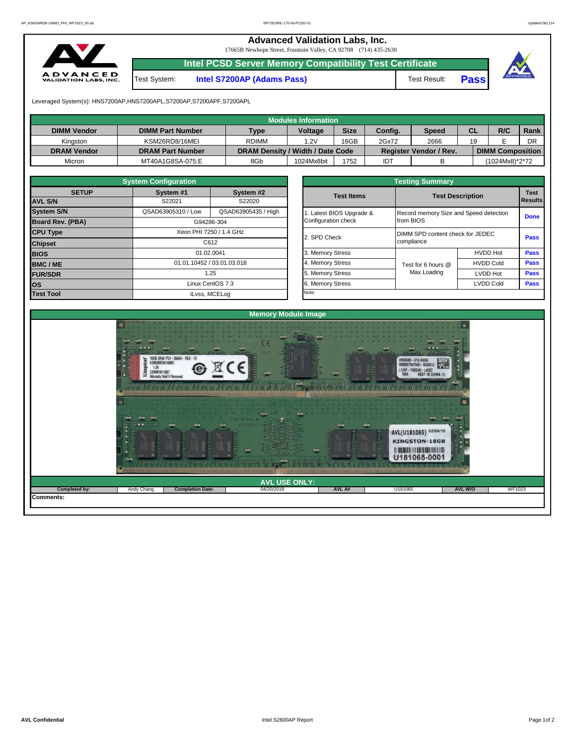# Advanced Validation Labs, Inc.

17665B Newhope Street, Fountain Valley, CA 92708 (714) 435-2630

## Intel PCSD Server Memory Compatibility Test Certificate

| Test System: | Intel S7200AP (Adams Pass) | Test Result: | **Pass** |
|---|---|---|---|

Leveraged System(s): HNS7200AP,HNS7200APL,S7200AP,S7200APF,S7200APL

| Modules Information | | | | | | | | | |
|---|---|---|---|---|---|---|---|---|---|
| **DIMM Vendor** | **DIMM Part Number** | **Type** | **Voltage** | **Size** | **Config.** | **Speed** | **CL** | **R/C** | **Rank** |
| Kingston | KSM26RD8/16MEI | RDIMM | 1.2V | 16GB | 2Gx72 | 2666 | 19 | E | DR |
| **DRAM Vendor** | **DRAM Part Number** | **DRAM Density / Width / Date Code** | | | **Register Vendor / Rev.** | | **DIMM Composition** | | |
| Micron | MT40A1G8SA-075:E | 8Gb | 1024Mx8bit | 1752 | IDT | B | (1024Mx8)*2*72 | | |

| System Configuration | | |
|---|---|---|
| **SETUP** | **System #1** | **System #2** |
| **AVL S/N** | S22021 | S22020 |
| **System S/N** | QSAD63905310 / Low | QSAD63905435 / High |
| **Board Rev. (PBA)** | G94286-304 | |
| **CPU Type** | Xeon PHI 7250 / 1.4 GHz | |
| **Chipset** | C612 | |
| **BIOS** | 01.02.0041 | |
| **BMC / ME** | 01.01.10452 / 03.01.03.018 | |
| **FUR/SDR** | 1.25 | |
| **OS** | Linux CentOS 7.3 | |
| **Test Tool** | iLvss, MCELog | |

| Testing Summary | | | |
|---|---|---|---|
| **Test Items** | **Test Description** | | **Test Results** |
| 1. Latest BIOS Upgrade & Configuration check | Record memory Size and Speed detection from BIOS | | **Done** |
| 2. SPD Check | DIMM SPD content check for JEDEC compliance | | **Pass** |
| 3. Memory Stress | Test for 6 hours @ Max Loading | HVDD Hot | **Pass** |
| 4. Memory Stress | | HVDD Cold | **Pass** |
| 5. Memory Stress | | LVDD Hot | **Pass** |
| 6. Memory Stress | | LVDD Cold | **Pass** |
| Note: | | | |

### Memory Module Image

### AVL USE ONLY:

| Completed by: | Andy Chang | Completion Date: | 04/20/2018 | AVL A# | U181065 | AVL W/O | WF1023 |
|---|---|---|---|---|---|---|---|

**Comments:**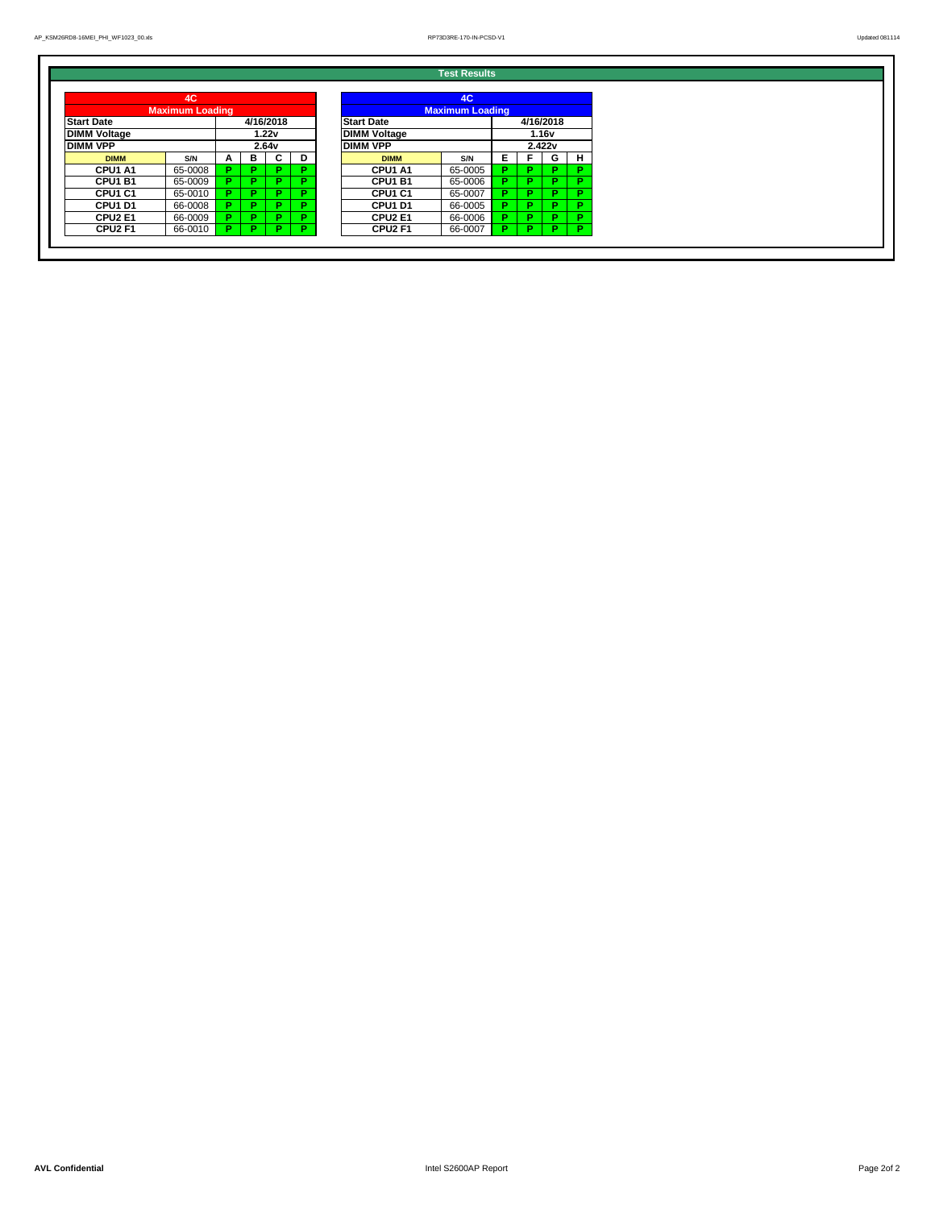## Test Results

| 4C Maximum Loading | | | | | |
|---|---|---|---|---|---|
| Start Date | | 4/16/2018 | | | |
| DIMM Voltage | | 1.22v | | | |
| DIMM VPP | | 2.64v | | | |
| DIMM | S/N | A | B | C | D |
| CPU1 A1 | 65-0008 | P | P | P | P |
| CPU1 B1 | 65-0009 | P | P | P | P |
| CPU1 C1 | 65-0010 | P | P | P | P |
| CPU1 D1 | 66-0008 | P | P | P | P |
| CPU2 E1 | 66-0009 | P | P | P | P |
| CPU2 F1 | 66-0010 | P | P | P | P |

| 4C Maximum Loading | | | | | |
|---|---|---|---|---|---|
| Start Date | | 4/16/2018 | | | |
| DIMM Voltage | | 1.16v | | | |
| DIMM VPP | | 2.422v | | | |
| DIMM | S/N | E | F | G | H |
| CPU1 A1 | 65-0005 | P | P | P | P |
| CPU1 B1 | 65-0006 | P | P | P | P |
| CPU1 C1 | 65-0007 | P | P | P | P |
| CPU1 D1 | 66-0005 | P | P | P | P |
| CPU2 E1 | 66-0006 | P | P | P | P |
| CPU2 F1 | 66-0007 | P | P | P | P |